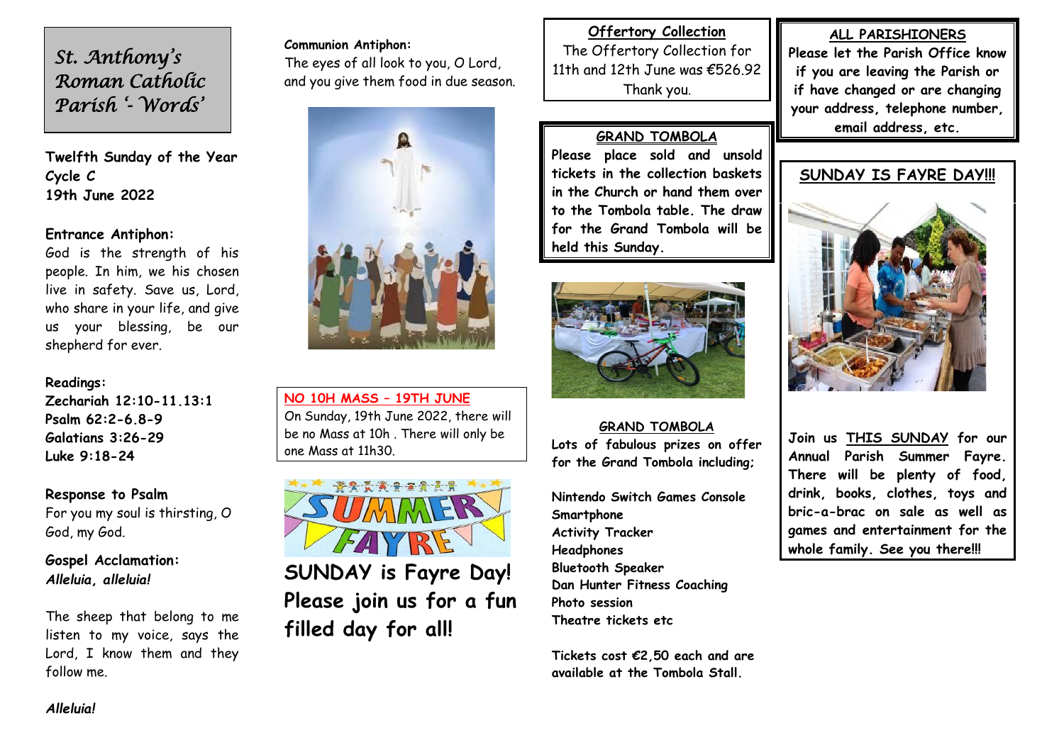# *St. Anthony's Roman Catholic Parish '- Words'*

**Twelfth Sunday of the Year**
**Cycle C**
**19th June 2022**

**Entrance Antiphon:**
God is the strength of his people. In him, we his chosen live in safety. Save us, Lord, who share in your life, and give us your blessing, be our shepherd for ever.

**Readings:**
**Zechariah 12:10-11.13:1**
**Psalm 62:2-6.8-9**
**Galatians 3:26-29**
**Luke 9:18-24**

**Response to Psalm**
For you my soul is thirsting, O God, my God.

**Gospel Acclamation:**
***Alleluia, alleluia!***

The sheep that belong to me listen to my voice, says the Lord, I know them and they follow me.

***Alleluia!***

**Communion Antiphon:**
The eyes of all look to you, O Lord, and you give them food in due season.

**NO 10H MASS – 19TH JUNE**
On Sunday, 19th June 2022, there will be no Mass at 10h . There will only be one Mass at 11h30.

**SUNDAY is Fayre Day! Please join us for a fun filled day for all!**

**Offertory Collection**
The Offertory Collection for 11th and 12th June was €526.92 Thank you.

**GRAND TOMBOLA**
**Please place sold and unsold tickets in the collection baskets in the Church or hand them over to the Tombola table. The draw for the Grand Tombola will be held this Sunday.**

**GRAND TOMBOLA**
**Lots of fabulous prizes on offer for the Grand Tombola including;**

**Nintendo Switch Games Console**
**Smartphone**
**Activity Tracker**
**Headphones**
**Bluetooth Speaker**
**Dan Hunter Fitness Coaching**
**Photo session**
**Theatre tickets etc**

**Tickets cost €2,50 each and are available at the Tombola Stall.**

**ALL PARISHIONERS**
**Please let the Parish Office know if you are leaving the Parish or if have changed or are changing your address, telephone number, email address, etc.**

**SUNDAY IS FAYRE DAY!!!**

**Join us THIS SUNDAY for our Annual Parish Summer Fayre. There will be plenty of food, drink, books, clothes, toys and bric-a-brac on sale as well as games and entertainment for the whole family. See you there!!!**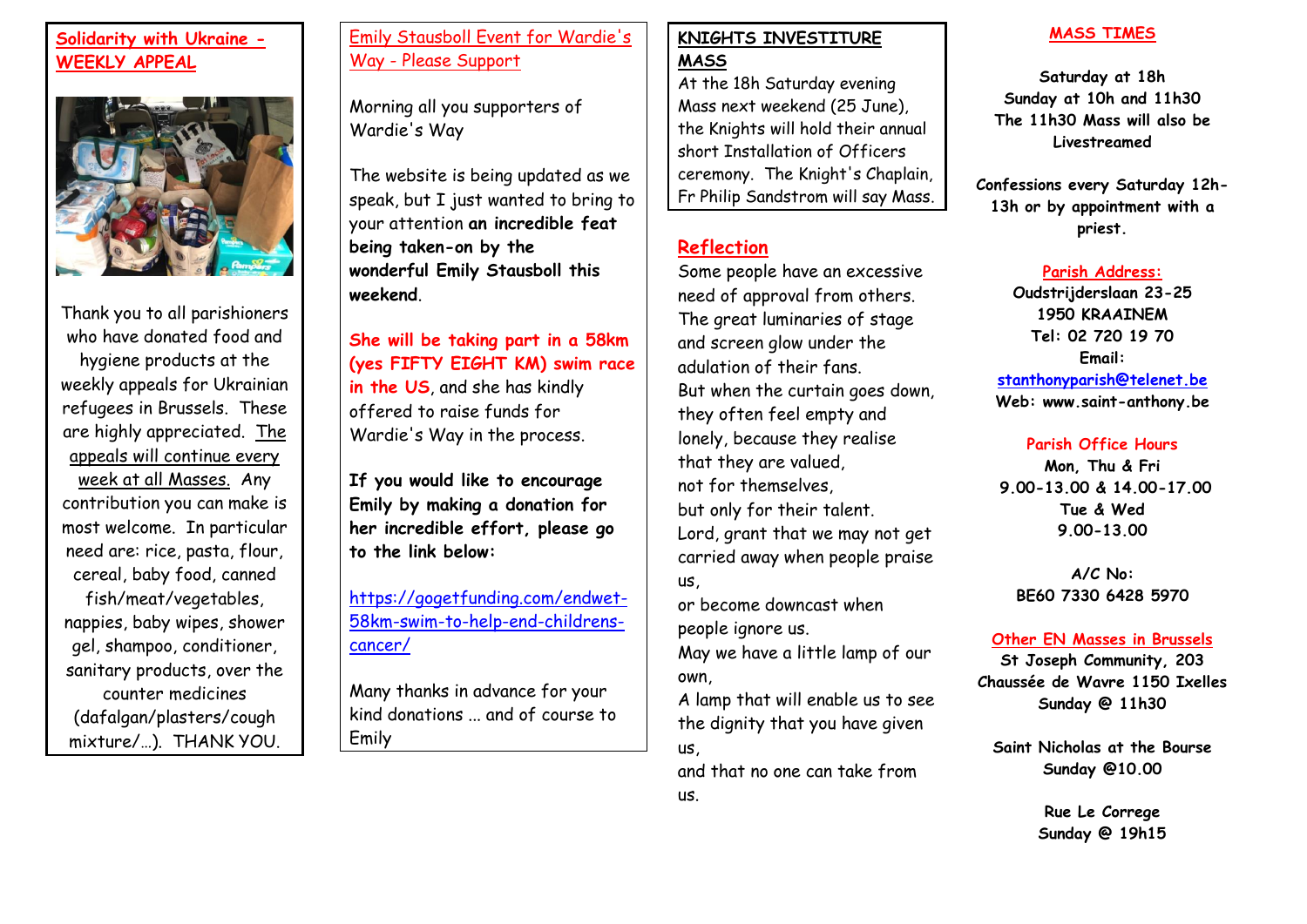## Solidarity with Ukraine - WEEKLY APPEAL

Thank you to all parishioners who have donated food and hygiene products at the weekly appeals for Ukrainian refugees in Brussels. These are highly appreciated. The appeals will continue every week at all Masses. Any contribution you can make is most welcome. In particular need are: rice, pasta, flour, cereal, baby food, canned fish/meat/vegetables, nappies, baby wipes, shower gel, shampoo, conditioner, sanitary products, over the counter medicines (dafalgan/plasters/cough mixture/…). THANK YOU.

## Emily Stausboll Event for Wardie's Way - Please Support

Morning all you supporters of Wardie's Way

The website is being updated as we speak, but I just wanted to bring to your attention **an incredible feat being taken-on by the wonderful Emily Stausboll this weekend**.

**She will be taking part in a 58km (yes FIFTY EIGHT KM) swim race in the US**, and she has kindly offered to raise funds for Wardie's Way in the process.

**If you would like to encourage Emily by making a donation for her incredible effort, please go to the link below:**

https://gogetfunding.com/endwet-58km-swim-to-help-end-childrens-cancer/

Many thanks in advance for your kind donations ... and of course to Emily

## KNIGHTS INVESTITURE MASS

At the 18h Saturday evening Mass next weekend (25 June), the Knights will hold their annual short Installation of Officers ceremony. The Knight's Chaplain, Fr Philip Sandstrom will say Mass.

## Reflection

Some people have an excessive need of approval from others.
The great luminaries of stage and screen glow under the adulation of their fans.
But when the curtain goes down, they often feel empty and lonely, because they realise that they are valued,
not for themselves,
but only for their talent.
Lord, grant that we may not get carried away when people praise us,
or become downcast when people ignore us.
May we have a little lamp of our own,
A lamp that will enable us to see the dignity that you have given us,
and that no one can take from us.

## MASS TIMES

**Saturday at 18h**
**Sunday at 10h and 11h30**
**The 11h30 Mass will also be Livestreamed**

**Confessions every Saturday 12h-13h or by appointment with a priest.**

### Parish Address:

**Oudstrijderslaan 23-25**
**1950 KRAAINEM**
**Tel: 02 720 19 70**
**Email:**
stanthonyparish@telenet.be
**Web: www.saint-anthony.be**

### Parish Office Hours

**Mon, Thu & Fri**
**9.00-13.00 & 14.00-17.00**
**Tue & Wed**
**9.00-13.00**

**A/C No:**
**BE60 7330 6428 5970**

### Other EN Masses in Brussels

**St Joseph Community, 203 Chaussée de Wavre 1150 Ixelles**
**Sunday @ 11h30**

**Saint Nicholas at the Bourse**
**Sunday @10.00**

**Rue Le Correge**
**Sunday @ 19h15**